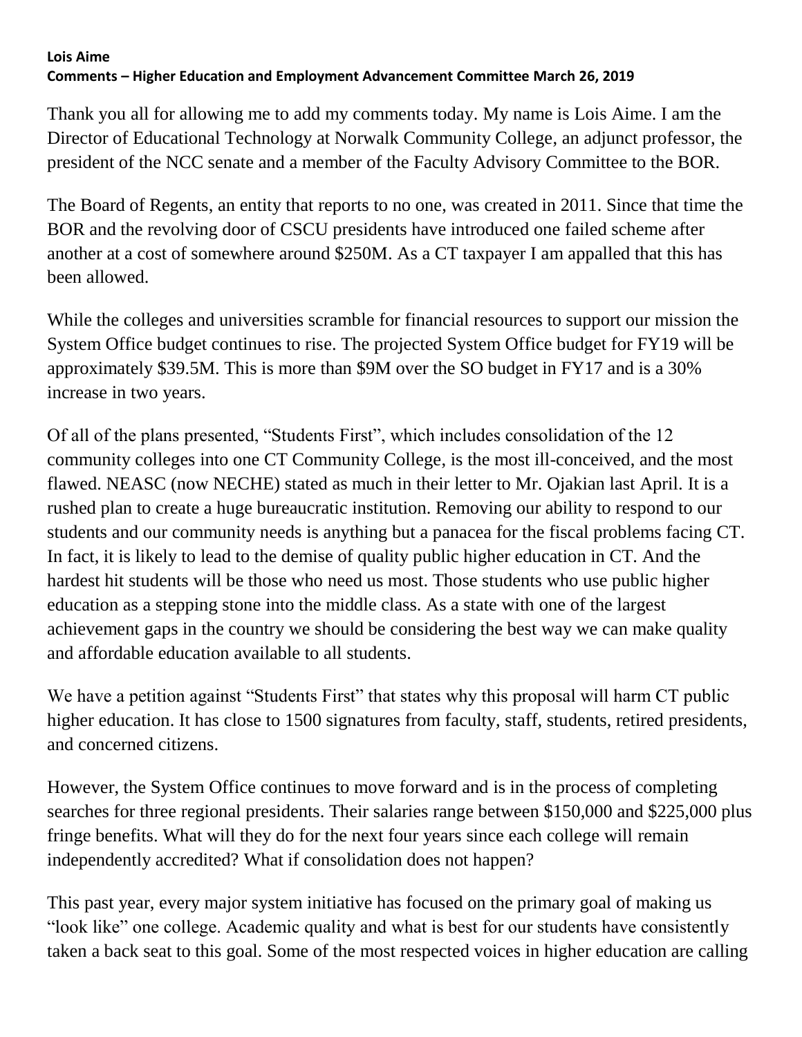**Lois Aime**
**Comments – Higher Education and Employment Advancement Committee March 26, 2019**

Thank you all for allowing me to add my comments today. My name is Lois Aime. I am the Director of Educational Technology at Norwalk Community College, an adjunct professor, the president of the NCC senate and a member of the Faculty Advisory Committee to the BOR.

The Board of Regents, an entity that reports to no one, was created in 2011. Since that time the BOR and the revolving door of CSCU presidents have introduced one failed scheme after another at a cost of somewhere around $250M. As a CT taxpayer I am appalled that this has been allowed.

While the colleges and universities scramble for financial resources to support our mission the System Office budget continues to rise. The projected System Office budget for FY19 will be approximately $39.5M. This is more than $9M over the SO budget in FY17 and is a 30% increase in two years.

Of all of the plans presented, "Students First", which includes consolidation of the 12 community colleges into one CT Community College, is the most ill-conceived, and the most flawed. NEASC (now NECHE) stated as much in their letter to Mr. Ojakian last April. It is a rushed plan to create a huge bureaucratic institution. Removing our ability to respond to our students and our community needs is anything but a panacea for the fiscal problems facing CT. In fact, it is likely to lead to the demise of quality public higher education in CT. And the hardest hit students will be those who need us most. Those students who use public higher education as a stepping stone into the middle class. As a state with one of the largest achievement gaps in the country we should be considering the best way we can make quality and affordable education available to all students.

We have a petition against "Students First" that states why this proposal will harm CT public higher education. It has close to 1500 signatures from faculty, staff, students, retired presidents, and concerned citizens.

However, the System Office continues to move forward and is in the process of completing searches for three regional presidents. Their salaries range between $150,000 and $225,000 plus fringe benefits. What will they do for the next four years since each college will remain independently accredited? What if consolidation does not happen?

This past year, every major system initiative has focused on the primary goal of making us "look like" one college. Academic quality and what is best for our students have consistently taken a back seat to this goal. Some of the most respected voices in higher education are calling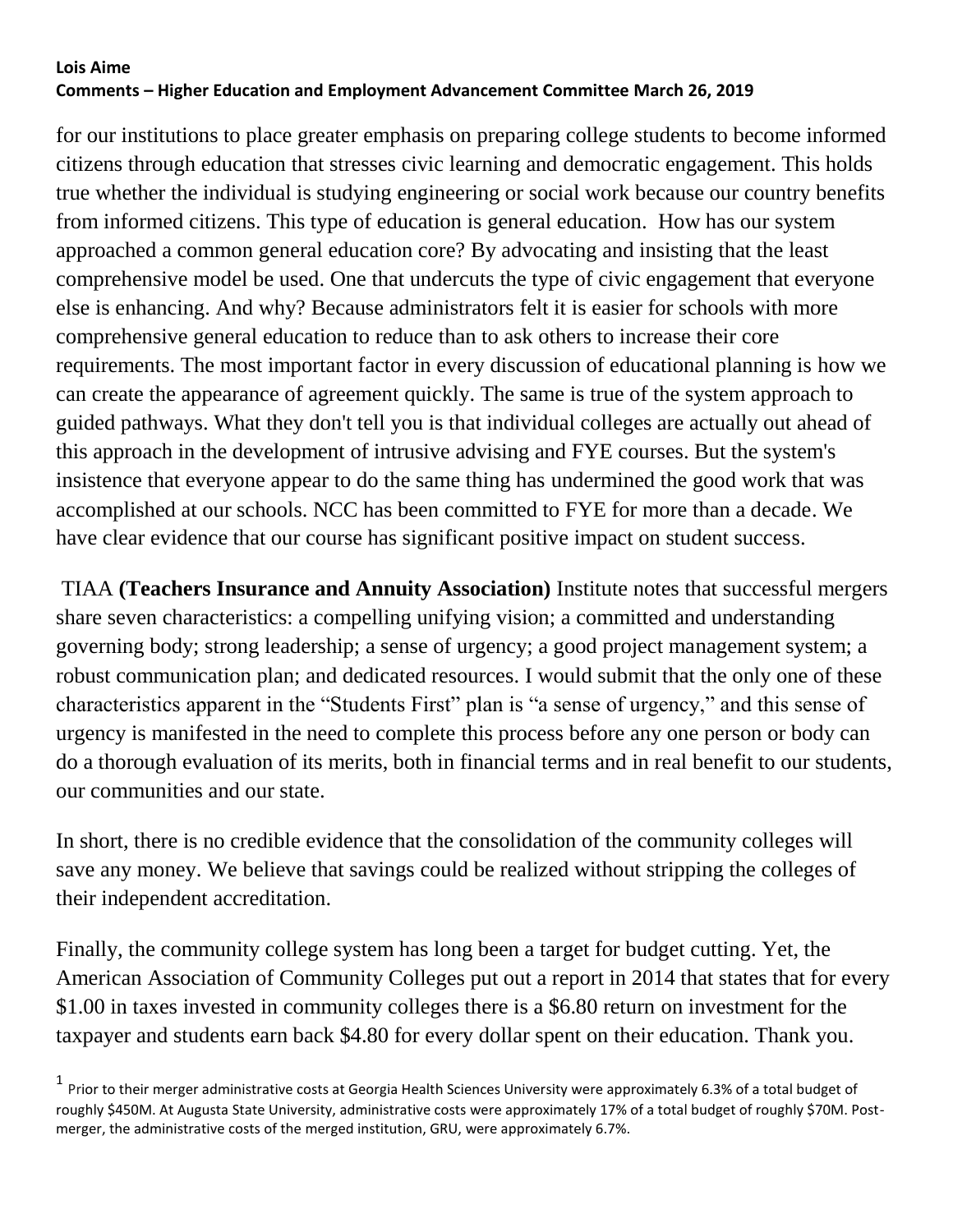for our institutions to place greater emphasis on preparing college students to become informed citizens through education that stresses civic learning and democratic engagement. This holds true whether the individual is studying engineering or social work because our country benefits from informed citizens. This type of education is general education. How has our system approached a common general education core? By advocating and insisting that the least comprehensive model be used. One that undercuts the type of civic engagement that everyone else is enhancing. And why? Because administrators felt it is easier for schools with more comprehensive general education to reduce than to ask others to increase their core requirements. The most important factor in every discussion of educational planning is how we can create the appearance of agreement quickly. The same is true of the system approach to guided pathways. What they don't tell you is that individual colleges are actually out ahead of this approach in the development of intrusive advising and FYE courses. But the system's insistence that everyone appear to do the same thing has undermined the good work that was accomplished at our schools. NCC has been committed to FYE for more than a decade. We have clear evidence that our course has significant positive impact on student success.

TIAA **(Teachers Insurance and Annuity Association)** Institute notes that successful mergers share seven characteristics: a compelling unifying vision; a committed and understanding governing body; strong leadership; a sense of urgency; a good project management system; a robust communication plan; and dedicated resources. I would submit that the only one of these characteristics apparent in the "Students First" plan is "a sense of urgency," and this sense of urgency is manifested in the need to complete this process before any one person or body can do a thorough evaluation of its merits, both in financial terms and in real benefit to our students, our communities and our state.

In short, there is no credible evidence that the consolidation of the community colleges will save any money. We believe that savings could be realized without stripping the colleges of their independent accreditation.

Finally, the community college system has long been a target for budget cutting. Yet, the American Association of Community Colleges put out a report in 2014 that states that for every $1.00 in taxes invested in community colleges there is a $6.80 return on investment for the taxpayer and students earn back $4.80 for every dollar spent on their education. Thank you.

[1] Prior to their merger administrative costs at Georgia Health Sciences University were approximately 6.3% of a total budget of roughly $450M. At Augusta State University, administrative costs were approximately 17% of a total budget of roughly $70M. Post-merger, the administrative costs of the merged institution, GRU, were approximately 6.7%.